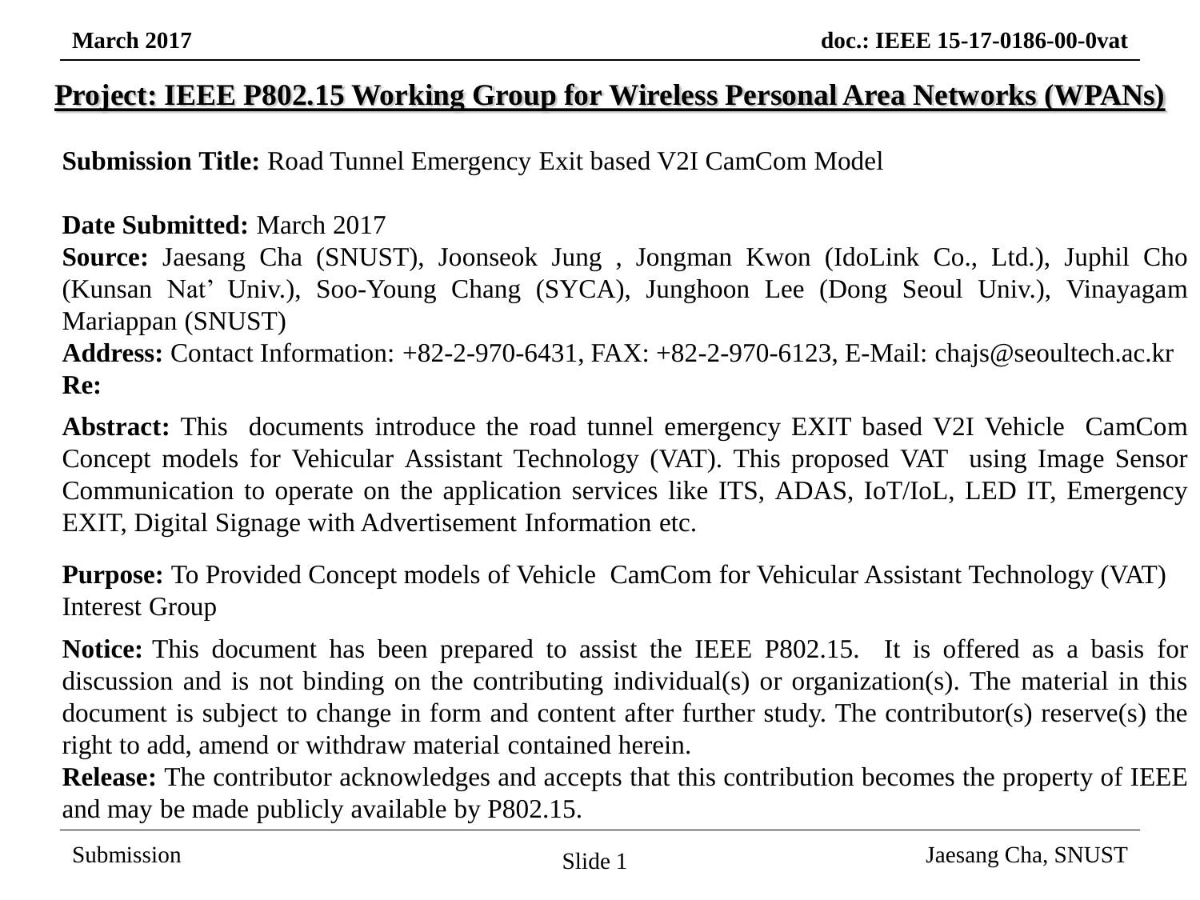# Project: IEEE P802.15 Working Group for Wireless Personal Area Networks (WPANs)

**Submission Title:** Road Tunnel Emergency Exit based V2I CamCom Model

**Date Submitted:** March 2017

**Source:** Jaesang Cha (SNUST), Joonseok Jung , Jongman Kwon (IdoLink Co., Ltd.), Juphil Cho (Kunsan Nat' Univ.), Soo-Young Chang (SYCA), Junghoon Lee (Dong Seoul Univ.), Vinayagam Mariappan (SNUST)

**Address:** Contact Information: +82-2-970-6431, FAX: +82-2-970-6123, E-Mail: chajs@seoultech.ac.kr

**Re:**

**Abstract:** This documents introduce the road tunnel emergency EXIT based V2I Vehicle CamCom Concept models for Vehicular Assistant Technology (VAT). This proposed VAT using Image Sensor Communication to operate on the application services like ITS, ADAS, IoT/IoL, LED IT, Emergency EXIT, Digital Signage with Advertisement Information etc.

**Purpose:** To Provided Concept models of Vehicle CamCom for Vehicular Assistant Technology (VAT) Interest Group

**Notice:** This document has been prepared to assist the IEEE P802.15. It is offered as a basis for discussion and is not binding on the contributing individual(s) or organization(s). The material in this document is subject to change in form and content after further study. The contributor(s) reserve(s) the right to add, amend or withdraw material contained herein.

**Release:** The contributor acknowledges and accepts that this contribution becomes the property of IEEE and may be made publicly available by P802.15.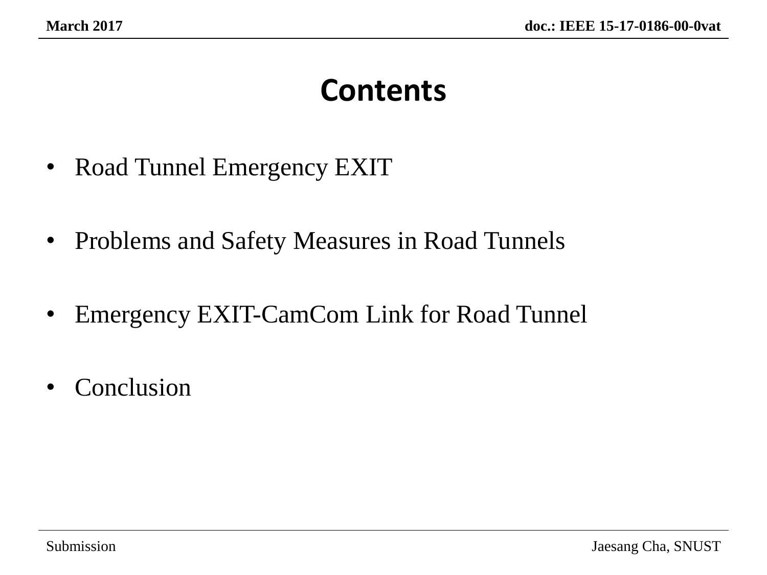# Contents

- Road Tunnel Emergency EXIT
- Problems and Safety Measures in Road Tunnels
- Emergency EXIT-CamCom Link for Road Tunnel
- Conclusion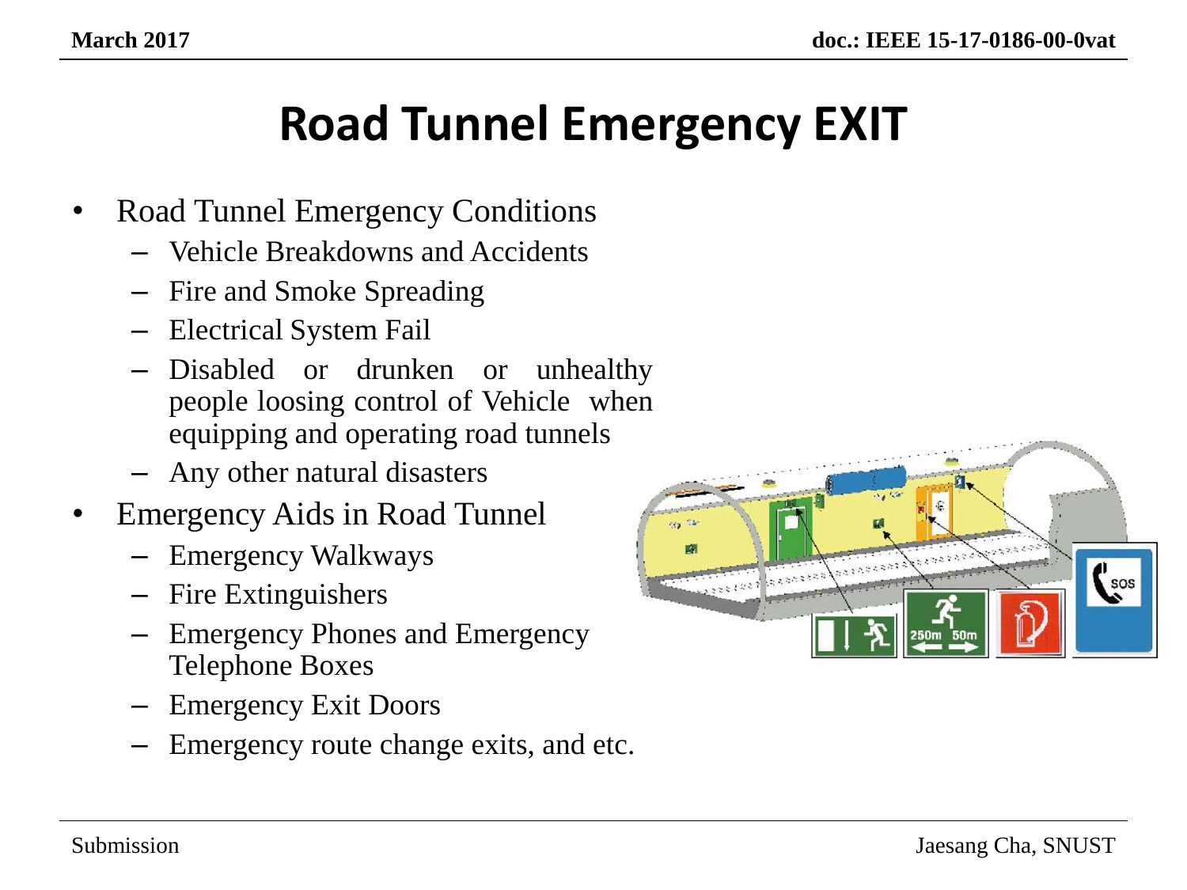# Road Tunnel Emergency EXIT

- Road Tunnel Emergency Conditions
  - Vehicle Breakdowns and Accidents
  - Fire and Smoke Spreading
  - Electrical System Fail
  - Disabled or drunken or unhealthy people loosing control of Vehicle when equipping and operating road tunnels
  - Any other natural disasters
- Emergency Aids in Road Tunnel
  - Emergency Walkways
  - Fire Extinguishers
  - Emergency Phones and Emergency Telephone Boxes
  - Emergency Exit Doors
  - Emergency route change exits, and etc.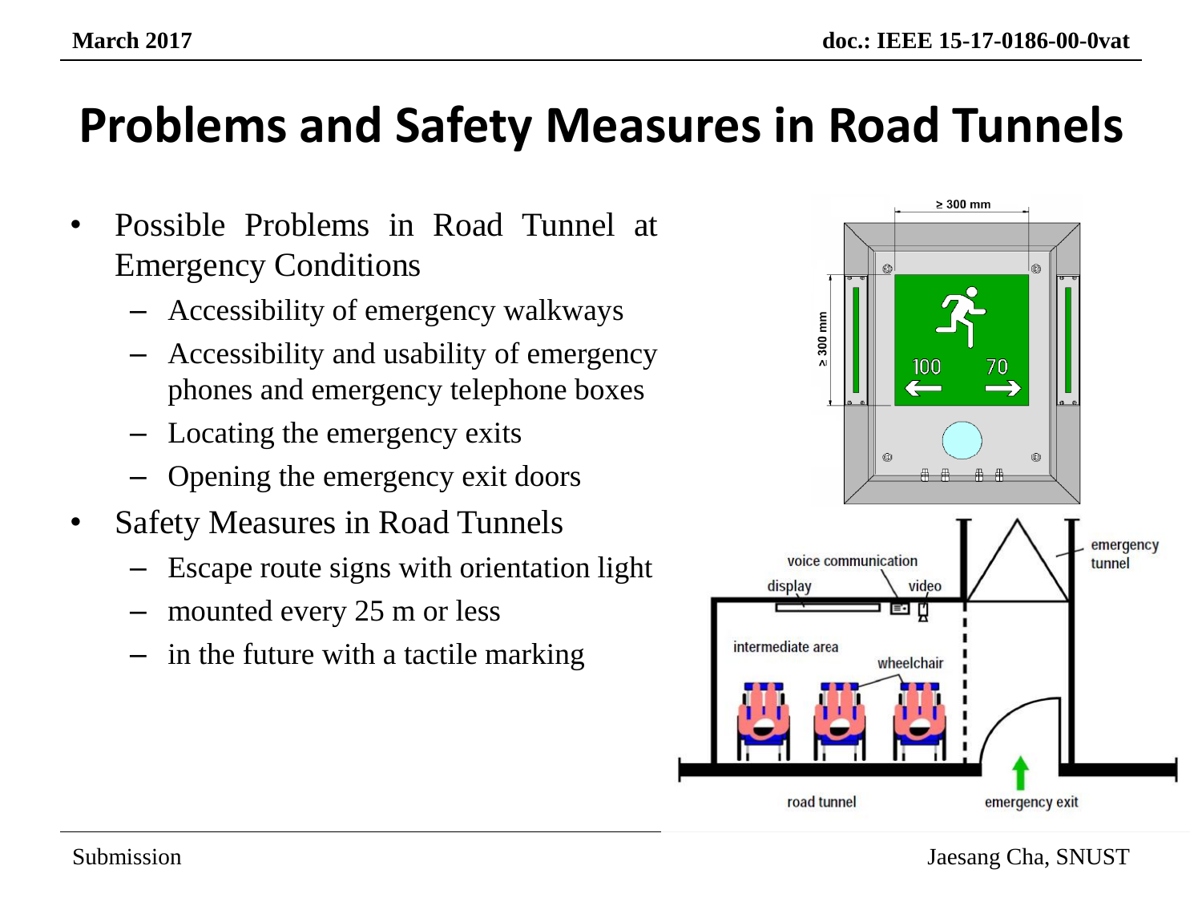# Problems and Safety Measures in Road Tunnels

- Possible Problems in Road Tunnel at Emergency Conditions
  - Accessibility of emergency walkways
  - Accessibility and usability of emergency phones and emergency telephone boxes
  - Locating the emergency exits
  - Opening the emergency exit doors
- Safety Measures in Road Tunnels
  - Escape route signs with orientation light
  - mounted every 25 m or less
  - in the future with a tactile marking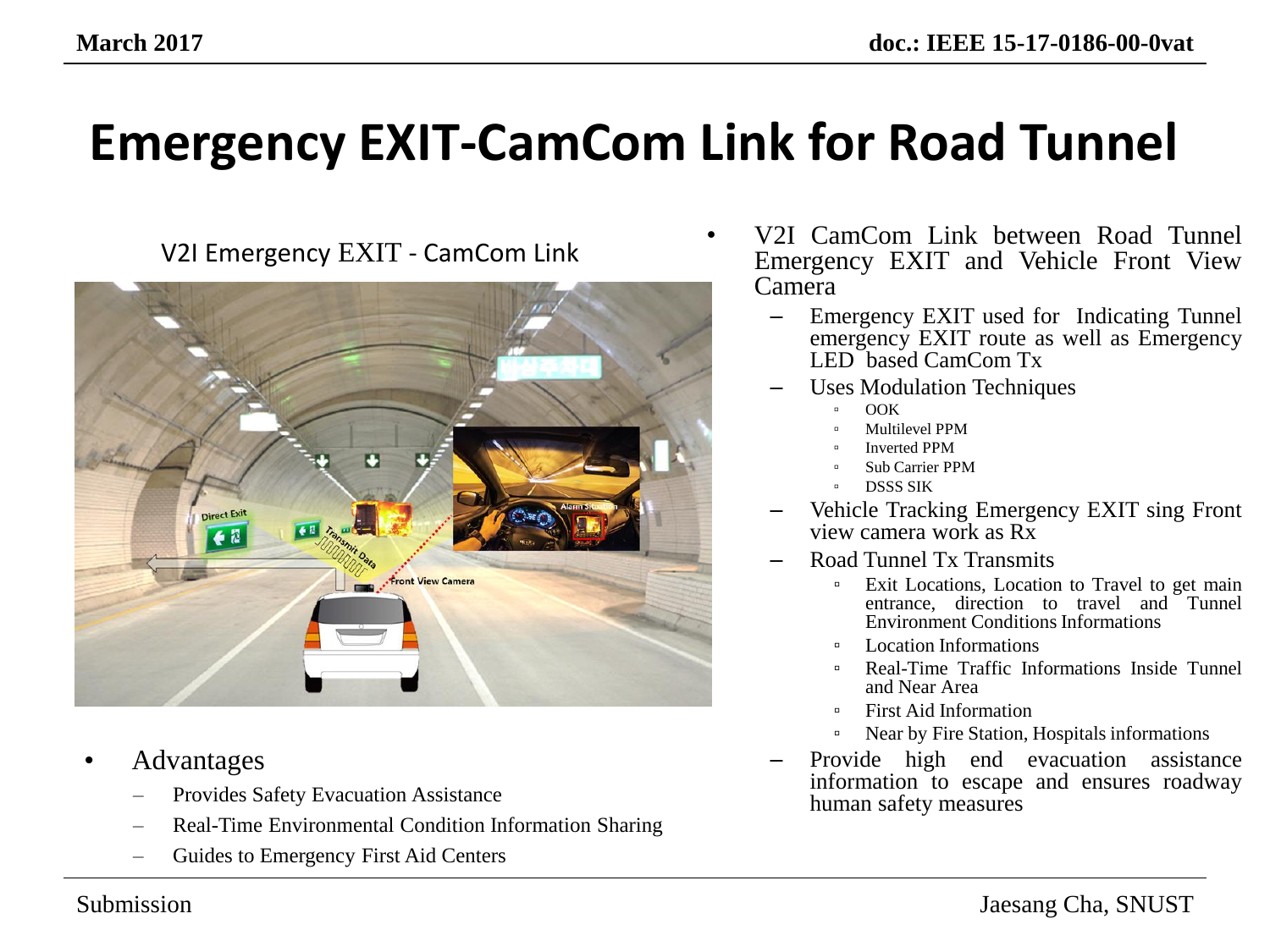# Emergency EXIT-CamCom Link for Road Tunnel

V2I Emergency EXIT - CamCom Link

- Advantages
  - Provides Safety Evacuation Assistance
  - Real-Time Environmental Condition Information Sharing
  - Guides to Emergency First Aid Centers

- V2I CamCom Link between Road Tunnel Emergency EXIT and Vehicle Front View Camera
  - Emergency EXIT used for Indicating Tunnel emergency EXIT route as well as Emergency LED based CamCom Tx
  - Uses Modulation Techniques
    - OOK
    - Multilevel PPM
    - Inverted PPM
    - Sub Carrier PPM
    - DSSS SIK
  - Vehicle Tracking Emergency EXIT sing Front view camera work as Rx
  - Road Tunnel Tx Transmits
    - Exit Locations, Location to Travel to get main entrance, direction to travel and Tunnel Environment Conditions Informations
    - Location Informations
    - Real-Time Traffic Informations Inside Tunnel and Near Area
    - First Aid Information
    - Near by Fire Station, Hospitals informations
  - Provide high end evacuation assistance information to escape and ensures roadway human safety measures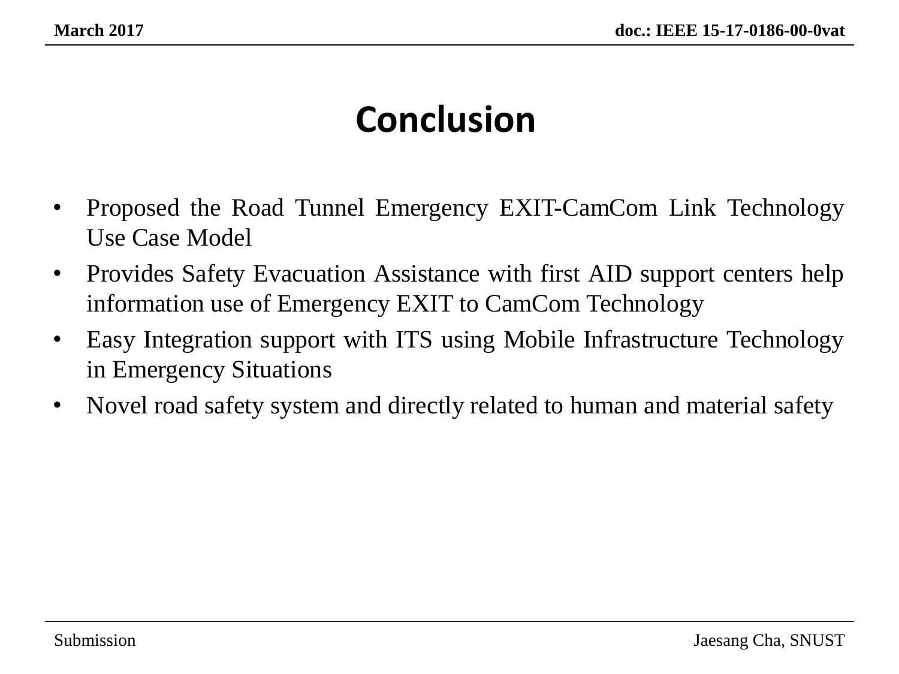# Conclusion

- Proposed the Road Tunnel Emergency EXIT-CamCom Link Technology Use Case Model
- Provides Safety Evacuation Assistance with first AID support centers help information use of Emergency EXIT to CamCom Technology
- Easy Integration support with ITS using Mobile Infrastructure Technology in Emergency Situations
- Novel road safety system and directly related to human and material safety